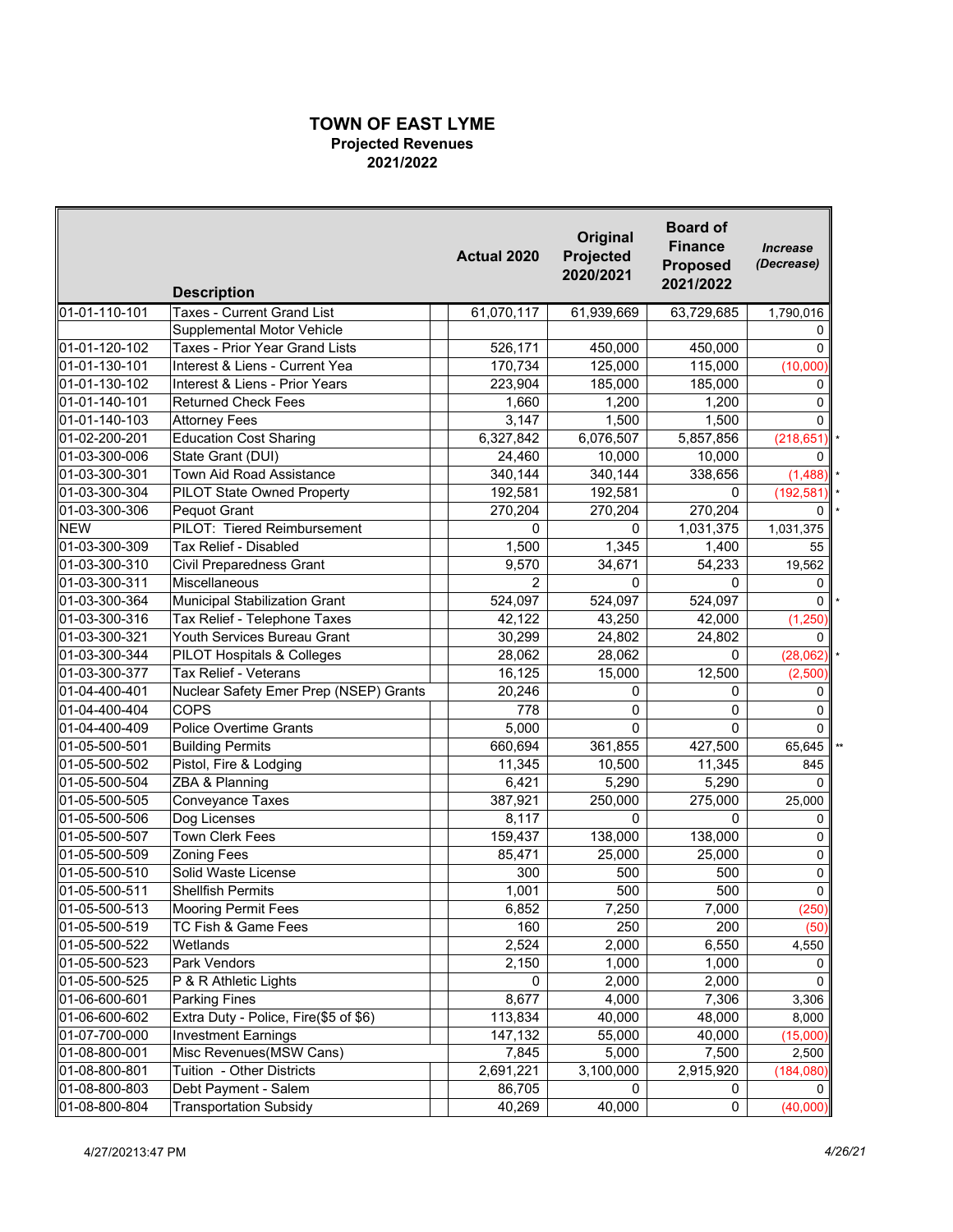# TOWN OF EAST LYME

## Projected Revenues

## 2021/2022

| | Description | Actual 2020 | Original Projected 2020/2021 | Board of Finance Proposed 2021/2022 | *Increase (Decrease)* | |
|---|---|---|---|---|---|---|
| 01-01-110-101 | Taxes - Current Grand List | 61,070,117 | 61,939,669 | 63,729,685 | 1,790,016 | |
| | Supplemental Motor Vehicle | | | | 0 | |
| 01-01-120-102 | Taxes - Prior Year Grand Lists | 526,171 | 450,000 | 450,000 | 0 | |
| 01-01-130-101 | Interest & Liens - Current Yea | 170,734 | 125,000 | 115,000 | (10,000) | |
| 01-01-130-102 | Interest & Liens - Prior Years | 223,904 | 185,000 | 185,000 | 0 | |
| 01-01-140-101 | Returned Check Fees | 1,660 | 1,200 | 1,200 | 0 | |
| 01-01-140-103 | Attorney Fees | 3,147 | 1,500 | 1,500 | 0 | |
| 01-02-200-201 | Education Cost Sharing | 6,327,842 | 6,076,507 | 5,857,856 | (218,651) | * |
| 01-03-300-006 | State Grant (DUI) | 24,460 | 10,000 | 10,000 | 0 | |
| 01-03-300-301 | Town Aid Road Assistance | 340,144 | 340,144 | 338,656 | (1,488) | * |
| 01-03-300-304 | PILOT State Owned Property | 192,581 | 192,581 | 0 | (192,581) | * |
| 01-03-300-306 | Pequot Grant | 270,204 | 270,204 | 270,204 | 0 | * |
| NEW | PILOT: Tiered Reimbursement | 0 | 0 | 1,031,375 | 1,031,375 | |
| 01-03-300-309 | Tax Relief - Disabled | 1,500 | 1,345 | 1,400 | 55 | |
| 01-03-300-310 | Civil Preparedness Grant | 9,570 | 34,671 | 54,233 | 19,562 | |
| 01-03-300-311 | Miscellaneous | 2 | 0 | 0 | 0 | |
| 01-03-300-364 | Municipal Stabilization Grant | 524,097 | 524,097 | 524,097 | 0 | * |
| 01-03-300-316 | Tax Relief - Telephone Taxes | 42,122 | 43,250 | 42,000 | (1,250) | |
| 01-03-300-321 | Youth Services Bureau Grant | 30,299 | 24,802 | 24,802 | 0 | |
| 01-03-300-344 | PILOT Hospitals & Colleges | 28,062 | 28,062 | 0 | (28,062) | * |
| 01-03-300-377 | Tax Relief - Veterans | 16,125 | 15,000 | 12,500 | (2,500) | |
| 01-04-400-401 | Nuclear Safety Emer Prep (NSEP) Grants | 20,246 | 0 | 0 | 0 | |
| 01-04-400-404 | COPS | 778 | 0 | 0 | 0 | |
| 01-04-400-409 | Police Overtime Grants | 5,000 | 0 | 0 | 0 | |
| 01-05-500-501 | Building Permits | 660,694 | 361,855 | 427,500 | 65,645 | ** |
| 01-05-500-502 | Pistol, Fire & Lodging | 11,345 | 10,500 | 11,345 | 845 | |
| 01-05-500-504 | ZBA & Planning | 6,421 | 5,290 | 5,290 | 0 | |
| 01-05-500-505 | Conveyance Taxes | 387,921 | 250,000 | 275,000 | 25,000 | |
| 01-05-500-506 | Dog Licenses | 8,117 | 0 | 0 | 0 | |
| 01-05-500-507 | Town Clerk Fees | 159,437 | 138,000 | 138,000 | 0 | |
| 01-05-500-509 | Zoning Fees | 85,471 | 25,000 | 25,000 | 0 | |
| 01-05-500-510 | Solid Waste License | 300 | 500 | 500 | 0 | |
| 01-05-500-511 | Shellfish Permits | 1,001 | 500 | 500 | 0 | |
| 01-05-500-513 | Mooring Permit Fees | 6,852 | 7,250 | 7,000 | (250) | |
| 01-05-500-519 | TC Fish & Game Fees | 160 | 250 | 200 | (50) | |
| 01-05-500-522 | Wetlands | 2,524 | 2,000 | 6,550 | 4,550 | |
| 01-05-500-523 | Park Vendors | 2,150 | 1,000 | 1,000 | 0 | |
| 01-05-500-525 | P & R Athletic Lights | 0 | 2,000 | 2,000 | 0 | |
| 01-06-600-601 | Parking Fines | 8,677 | 4,000 | 7,306 | 3,306 | |
| 01-06-600-602 | Extra Duty - Police, Fire($5 of $6) | 113,834 | 40,000 | 48,000 | 8,000 | |
| 01-07-700-000 | Investment Earnings | 147,132 | 55,000 | 40,000 | (15,000) | |
| 01-08-800-001 | Misc Revenues(MSW Cans) | 7,845 | 5,000 | 7,500 | 2,500 | |
| 01-08-800-801 | Tuition - Other Districts | 2,691,221 | 3,100,000 | 2,915,920 | (184,080) | |
| 01-08-800-803 | Debt Payment - Salem | 86,705 | 0 | 0 | 0 | |
| 01-08-800-804 | Transportation Subsidy | 40,269 | 40,000 | 0 | (40,000) | |

4/27/20213:47 PM

*4/26/21*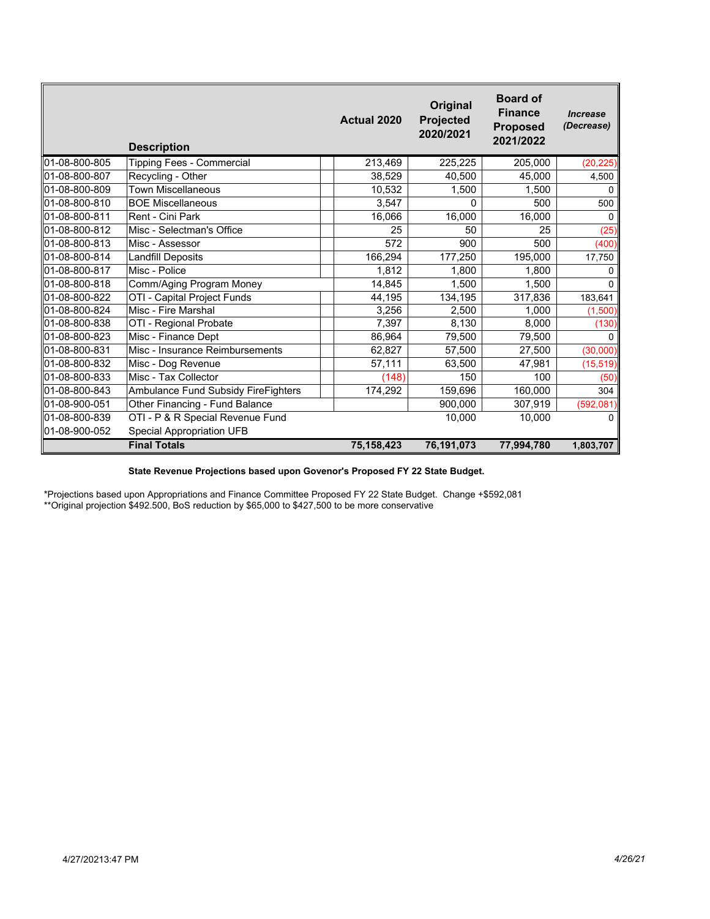| | Description | Actual 2020 | Original Projected 2020/2021 | Board of Finance Proposed 2021/2022 | *Increase (Decrease)* |
|---|---|---|---|---|---|
| 01-08-800-805 | Tipping Fees - Commercial | 213,469 | 225,225 | 205,000 | (20,225) |
| 01-08-800-807 | Recycling - Other | 38,529 | 40,500 | 45,000 | 4,500 |
| 01-08-800-809 | Town Miscellaneous | 10,532 | 1,500 | 1,500 | 0 |
| 01-08-800-810 | BOE Miscellaneous | 3,547 | 0 | 500 | 500 |
| 01-08-800-811 | Rent - Cini Park | 16,066 | 16,000 | 16,000 | 0 |
| 01-08-800-812 | Misc - Selectman's Office | 25 | 50 | 25 | (25) |
| 01-08-800-813 | Misc - Assessor | 572 | 900 | 500 | (400) |
| 01-08-800-814 | Landfill Deposits | 166,294 | 177,250 | 195,000 | 17,750 |
| 01-08-800-817 | Misc - Police | 1,812 | 1,800 | 1,800 | 0 |
| 01-08-800-818 | Comm/Aging Program Money | 14,845 | 1,500 | 1,500 | 0 |
| 01-08-800-822 | OTI - Capital Project Funds | 44,195 | 134,195 | 317,836 | 183,641 |
| 01-08-800-824 | Misc - Fire Marshal | 3,256 | 2,500 | 1,000 | (1,500) |
| 01-08-800-838 | OTI - Regional Probate | 7,397 | 8,130 | 8,000 | (130) |
| 01-08-800-823 | Misc - Finance Dept | 86,964 | 79,500 | 79,500 | 0 |
| 01-08-800-831 | Misc - Insurance Reimbursements | 62,827 | 57,500 | 27,500 | (30,000) |
| 01-08-800-832 | Misc - Dog Revenue | 57,111 | 63,500 | 47,981 | (15,519) |
| 01-08-800-833 | Misc - Tax Collector | (148) | 150 | 100 | (50) |
| 01-08-800-843 | Ambulance Fund Subsidy FireFighters | 174,292 | 159,696 | 160,000 | 304 |
| 01-08-900-051 | Other Financing - Fund Balance | | 900,000 | 307,919 | (592,081) |
| 01-08-800-839 | OTI - P & R Special Revenue Fund | | 10,000 | 10,000 | 0 |
| 01-08-900-052 | Special Appropriation UFB | | | | |
| | **Final Totals** | **75,158,423** | **76,191,073** | **77,994,780** | **1,803,707** |

**State Revenue Projections based upon Govenor's Proposed FY 22 State Budget.**

*Projections based upon Appropriations and Finance Committee Proposed FY 22 State Budget. Change +$592,081
**Original projection $492.500, BoS reduction by $65,000 to $427,500 to be more conservative

4/27/20213:47 PM

*4/26/21*